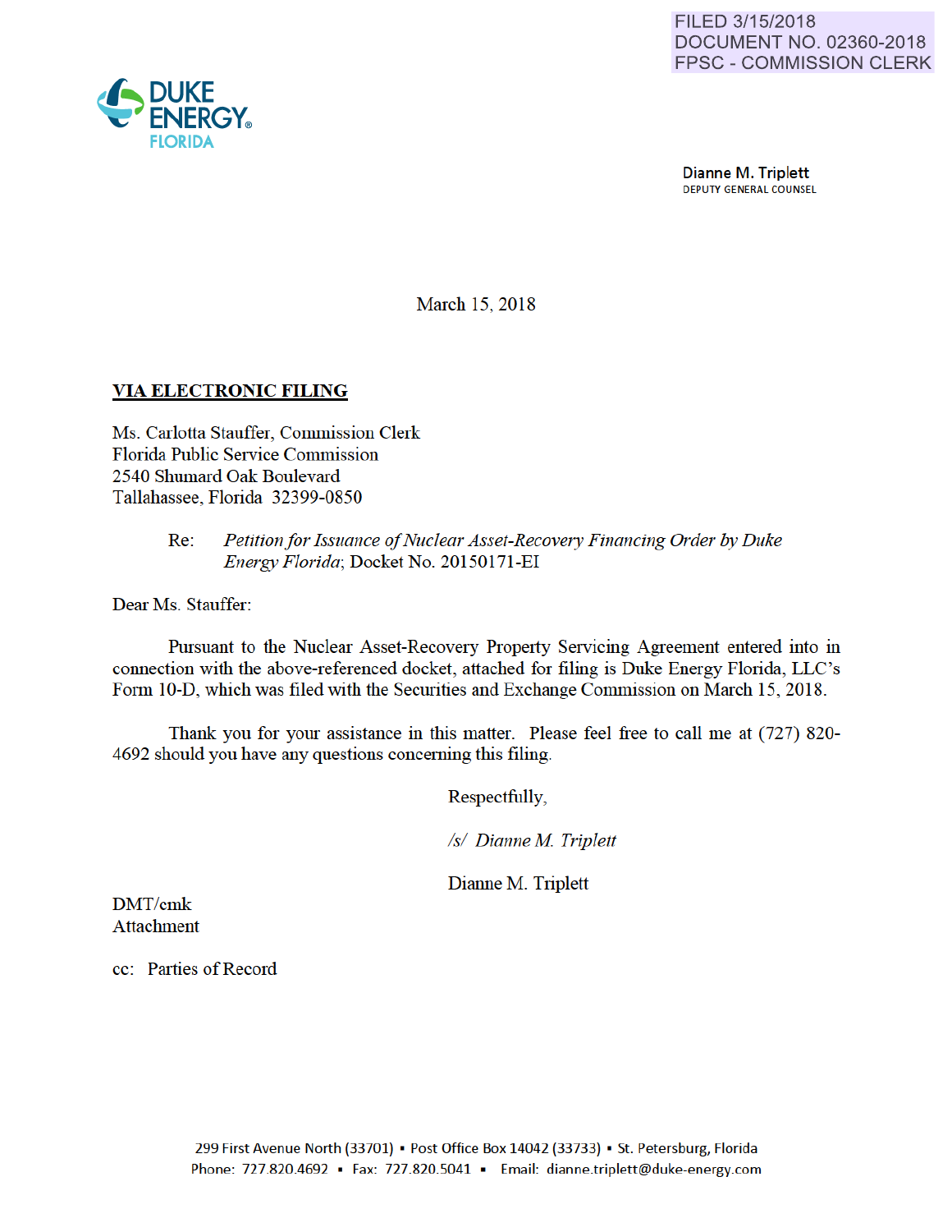FILED 3/15/2018
DOCUMENT NO. 02360-2018
FPSC - COMMISSION CLERK

DUKE ENERGY®
FLORIDA

Dianne M. Triplett
DEPUTY GENERAL COUNSEL

March 15, 2018

**VIA ELECTRONIC FILING**

Ms. Carlotta Stauffer, Commission Clerk
Florida Public Service Commission
2540 Shumard Oak Boulevard
Tallahassee, Florida 32399-0850

Re: *Petition for Issuance of Nuclear Asset-Recovery Financing Order by Duke Energy Florida*; Docket No. 20150171-EI

Dear Ms. Stauffer:

Pursuant to the Nuclear Asset-Recovery Property Servicing Agreement entered into in connection with the above-referenced docket, attached for filing is Duke Energy Florida, LLC's Form 10-D, which was filed with the Securities and Exchange Commission on March 15, 2018.

Thank you for your assistance in this matter. Please feel free to call me at (727) 820-4692 should you have any questions concerning this filing.

Respectfully,

*/s/ Dianne M. Triplett*

Dianne M. Triplett

DMT/cmk
Attachment

cc: Parties of Record

299 First Avenue North (33701) ▪ Post Office Box 14042 (33733) ▪ St. Petersburg, Florida
Phone: 727.820.4692 ▪ Fax: 727.820.5041 ▪ Email: dianne.triplett@duke-energy.com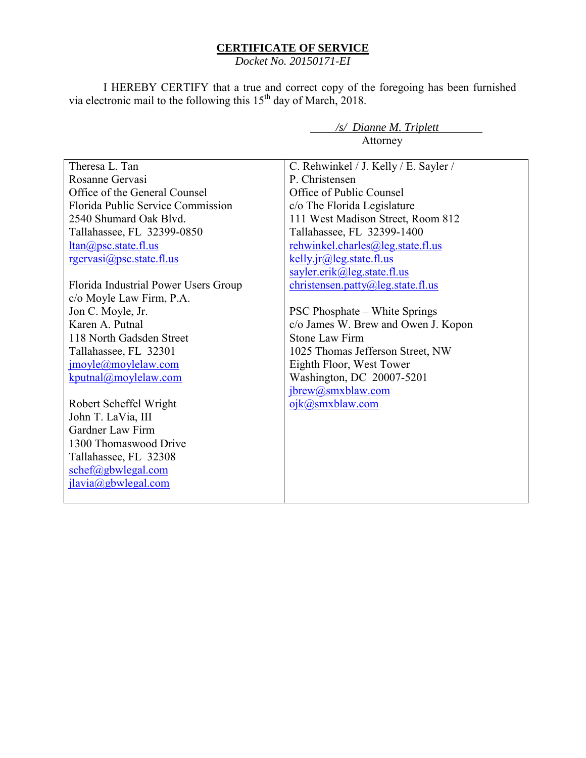# CERTIFICATE OF SERVICE

*Docket No. 20150171-EI*

I HEREBY CERTIFY that a true and correct copy of the foregoing has been furnished via electronic mail to the following this 15th day of March, 2018.

*/s/ Dianne M. Triplett*
Attorney

| | |
|---|---|
| Theresa L. Tan<br>Rosanne Gervasi<br>Office of the General Counsel<br>Florida Public Service Commission<br>2540 Shumard Oak Blvd.<br>Tallahassee, FL 32399-0850<br>ltan@psc.state.fl.us<br>rgervasi@psc.state.fl.us<br><br>Florida Industrial Power Users Group<br>c/o Moyle Law Firm, P.A.<br>Jon C. Moyle, Jr.<br>Karen A. Putnal<br>118 North Gadsden Street<br>Tallahassee, FL 32301<br>jmoyle@moylelaw.com<br>kputnal@moylelaw.com<br><br>Robert Scheffel Wright<br>John T. LaVia, III<br>Gardner Law Firm<br>1300 Thomaswood Drive<br>Tallahassee, FL 32308<br>schef@gbwlegal.com<br>jlavia@gbwlegal.com | C. Rehwinkel / J. Kelly / E. Sayler /<br>P. Christensen<br>Office of Public Counsel<br>c/o The Florida Legislature<br>111 West Madison Street, Room 812<br>Tallahassee, FL 32399-1400<br>rehwinkel.charles@leg.state.fl.us<br>kelly.jr@leg.state.fl.us<br>sayler.erik@leg.state.fl.us<br>christensen.patty@leg.state.fl.us<br><br>PSC Phosphate – White Springs<br>c/o James W. Brew and Owen J. Kopon<br>Stone Law Firm<br>1025 Thomas Jefferson Street, NW<br>Eighth Floor, West Tower<br>Washington, DC 20007-5201<br>jbrew@smxblaw.com<br>ojk@smxblaw.com |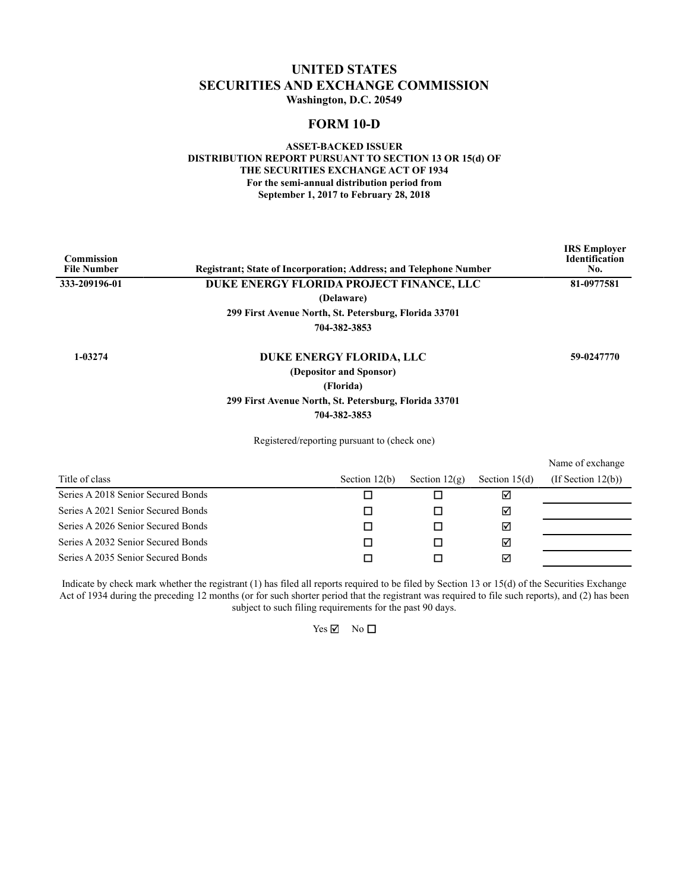# UNITED STATES
# SECURITIES AND EXCHANGE COMMISSION
**Washington, D.C. 20549**

## FORM 10-D

**ASSET-BACKED ISSUER**
**DISTRIBUTION REPORT PURSUANT TO SECTION 13 OR 15(d) OF**
**THE SECURITIES EXCHANGE ACT OF 1934**
**For the semi-annual distribution period from**
**September 1, 2017 to February 28, 2018**

| Commission File Number | Registrant; State of Incorporation; Address; and Telephone Number | IRS Employer Identification No. |
|---|---|---|
| 333-209196-01 | **DUKE ENERGY FLORIDA PROJECT FINANCE, LLC**<br>(Delaware)<br>299 First Avenue North, St. Petersburg, Florida 33701<br>704-382-3853 | 81-0977581 |
| 1-03274 | **DUKE ENERGY FLORIDA, LLC**<br>(Depositor and Sponsor)<br>(Florida)<br>299 First Avenue North, St. Petersburg, Florida 33701<br>704-382-3853 | 59-0247770 |

Registered/reporting pursuant to (check one)

| Title of class | Section 12(b) | Section 12(g) | Section 15(d) | Name of exchange (If Section 12(b)) |
|---|---|---|---|---|
| Series A 2018 Senior Secured Bonds | ☐ | ☐ | ☑ | |
| Series A 2021 Senior Secured Bonds | ☐ | ☐ | ☑ | |
| Series A 2026 Senior Secured Bonds | ☐ | ☐ | ☑ | |
| Series A 2032 Senior Secured Bonds | ☐ | ☐ | ☑ | |
| Series A 2035 Senior Secured Bonds | ☐ | ☐ | ☑ | |

Indicate by check mark whether the registrant (1) has filed all reports required to be filed by Section 13 or 15(d) of the Securities Exchange Act of 1934 during the preceding 12 months (or for such shorter period that the registrant was required to file such reports), and (2) has been subject to such filing requirements for the past 90 days.

Yes ☑ No ☐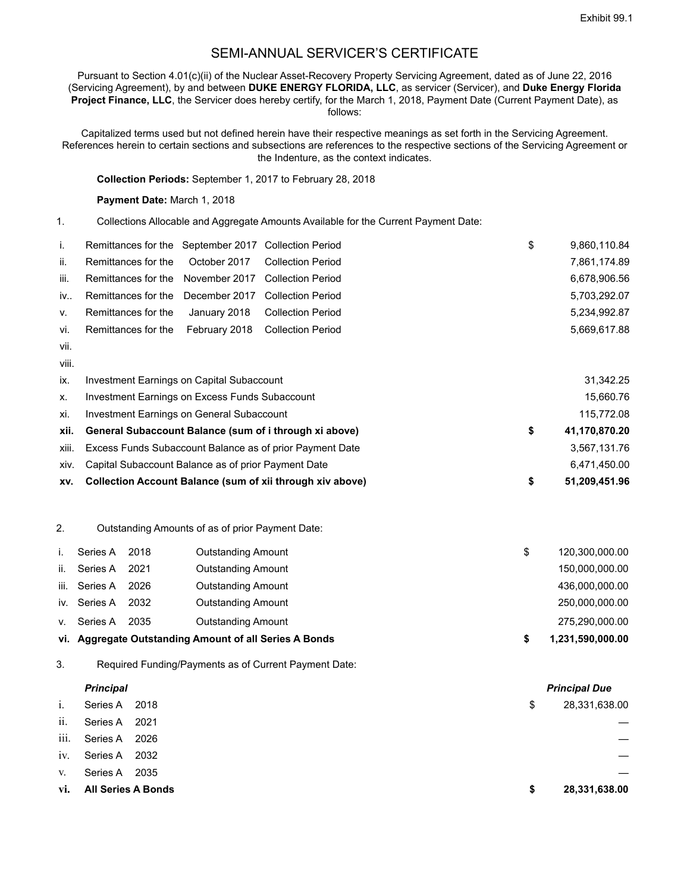Exhibit 99.1

# SEMI-ANNUAL SERVICER'S CERTIFICATE

Pursuant to Section 4.01(c)(ii) of the Nuclear Asset-Recovery Property Servicing Agreement, dated as of June 22, 2016 (Servicing Agreement), by and between **DUKE ENERGY FLORIDA, LLC**, as servicer (Servicer), and **Duke Energy Florida Project Finance, LLC**, the Servicer does hereby certify, for the March 1, 2018, Payment Date (Current Payment Date), as follows:

Capitalized terms used but not defined herein have their respective meanings as set forth in the Servicing Agreement. References herein to certain sections and subsections are references to the respective sections of the Servicing Agreement or the Indenture, as the context indicates.

**Collection Periods:** September 1, 2017 to February 28, 2018

**Payment Date:** March 1, 2018

1. Collections Allocable and Aggregate Amounts Available for the Current Payment Date:

| | | | | | |
|---|---|---|---|---|---|
| i. | Remittances for the | September 2017 | Collection Period | $ | 9,860,110.84 |
| ii. | Remittances for the | October 2017 | Collection Period | | 7,861,174.89 |
| iii. | Remittances for the | November 2017 | Collection Period | | 6,678,906.56 |
| iv.. | Remittances for the | December 2017 | Collection Period | | 5,703,292.07 |
| v. | Remittances for the | January 2018 | Collection Period | | 5,234,992.87 |
| vi. | Remittances for the | February 2018 | Collection Period | | 5,669,617.88 |
| vii. | | | | | |
| viii. | | | | | |
| ix. | Investment Earnings on Capital Subaccount | | | | 31,342.25 |
| x. | Investment Earnings on Excess Funds Subaccount | | | | 15,660.76 |
| xi. | Investment Earnings on General Subaccount | | | | 115,772.08 |
| **xii.** | **General Subaccount Balance (sum of i through xi above)** | | | **$** | **41,170,870.20** |
| xiii. | Excess Funds Subaccount Balance as of prior Payment Date | | | | 3,567,131.76 |
| xiv. | Capital Subaccount Balance as of prior Payment Date | | | | 6,471,450.00 |
| **xv.** | **Collection Account Balance (sum of xii through xiv above)** | | | **$** | **51,209,451.96** |

2. Outstanding Amounts of as of prior Payment Date:

| | | | | | |
|---|---|---|---|---|---|
| i. | Series A | 2018 | Outstanding Amount | $ | 120,300,000.00 |
| ii. | Series A | 2021 | Outstanding Amount | | 150,000,000.00 |
| iii. | Series A | 2026 | Outstanding Amount | | 436,000,000.00 |
| iv. | Series A | 2032 | Outstanding Amount | | 250,000,000.00 |
| v. | Series A | 2035 | Outstanding Amount | | 275,290,000.00 |
| **vi.** | **Aggregate Outstanding Amount of all Series A Bonds** | | | **$** | **1,231,590,000.00** |

3. Required Funding/Payments as of Current Payment Date:

| | ***Principal*** | | | ***Principal Due*** |
|---|---|---|---|---|
| i. | Series A | 2018 | $ | 28,331,638.00 |
| ii. | Series A | 2021 | | — |
| iii. | Series A | 2026 | | — |
| iv. | Series A | 2032 | | — |
| v. | Series A | 2035 | | — |
| **vi.** | **All Series A Bonds** | | **$** | **28,331,638.00** |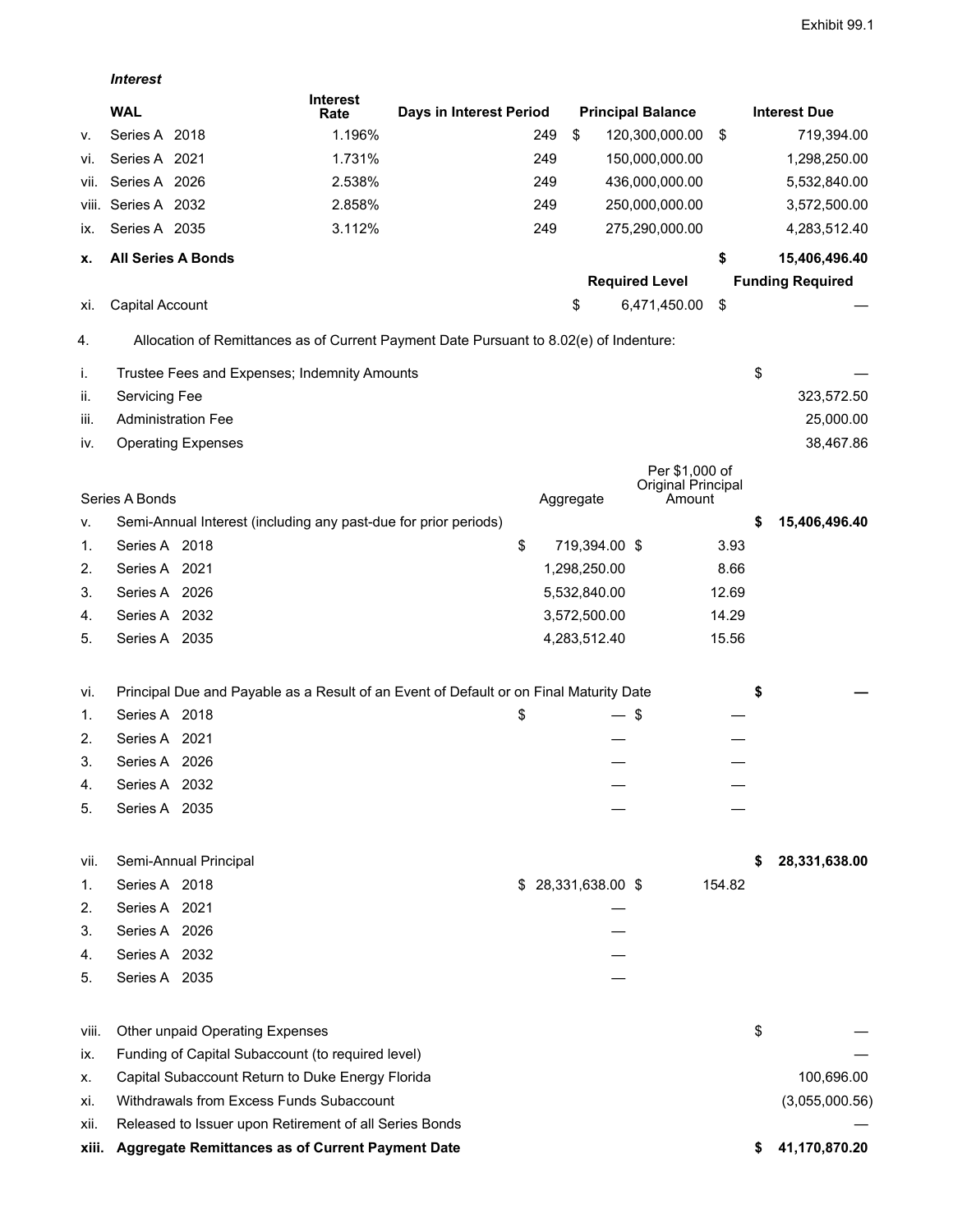Exhibit 99.1

***Interest***

| | WAL | Interest Rate | Days in Interest Period | Principal Balance | Interest Due |
|---|---|---|---|---|---|
| v. | Series A 2018 | 1.196% | 249 | $ 120,300,000.00 | $ 719,394.00 |
| vi. | Series A 2021 | 1.731% | 249 | 150,000,000.00 | 1,298,250.00 |
| vii. | Series A 2026 | 2.538% | 249 | 436,000,000.00 | 5,532,840.00 |
| viii. | Series A 2032 | 2.858% | 249 | 250,000,000.00 | 3,572,500.00 |
| ix. | Series A 2035 | 3.112% | 249 | 275,290,000.00 | 4,283,512.40 |
| **x.** | **All Series A Bonds** | | | | **$ 15,406,496.40** |
| | | | | **Required Level** | **Funding Required** |
| xi. | Capital Account | | | $ 6,471,450.00 | $ — |

4. Allocation of Remittances as of Current Payment Date Pursuant to 8.02(e) of Indenture:

| | | | | |
|---|---|---|---|---|
| i. | Trustee Fees and Expenses; Indemnity Amounts | | | $ — |
| ii. | Servicing Fee | | | 323,572.50 |
| iii. | Administration Fee | | | 25,000.00 |
| iv. | Operating Expenses | | | 38,467.86 |
| Series A Bonds | | Aggregate | Per $1,000 of Original Principal Amount | |
| v. | Semi-Annual Interest (including any past-due for prior periods) | | | **$ 15,406,496.40** |
| 1. | Series A 2018 | $ 719,394.00 | $ 3.93 | |
| 2. | Series A 2021 | 1,298,250.00 | 8.66 | |
| 3. | Series A 2026 | 5,532,840.00 | 12.69 | |
| 4. | Series A 2032 | 3,572,500.00 | 14.29 | |
| 5. | Series A 2035 | 4,283,512.40 | 15.56 | |
| vi. | Principal Due and Payable as a Result of an Event of Default or on Final Maturity Date | | | **$ —** |
| 1. | Series A 2018 | $ — | $ — | |
| 2. | Series A 2021 | — | — | |
| 3. | Series A 2026 | — | — | |
| 4. | Series A 2032 | — | — | |
| 5. | Series A 2035 | — | — | |
| vii. | Semi-Annual Principal | | | **$ 28,331,638.00** |
| 1. | Series A 2018 | $ 28,331,638.00 | $ 154.82 | |
| 2. | Series A 2021 | — | | |
| 3. | Series A 2026 | — | | |
| 4. | Series A 2032 | — | | |
| 5. | Series A 2035 | — | | |
| viii. | Other unpaid Operating Expenses | | | $ — |
| ix. | Funding of Capital Subaccount (to required level) | | | — |
| x. | Capital Subaccount Return to Duke Energy Florida | | | 100,696.00 |
| xi. | Withdrawals from Excess Funds Subaccount | | | (3,055,000.56) |
| xii. | Released to Issuer upon Retirement of all Series Bonds | | | — |
| **xiii.** | **Aggregate Remittances as of Current Payment Date** | | | **$ 41,170,870.20** |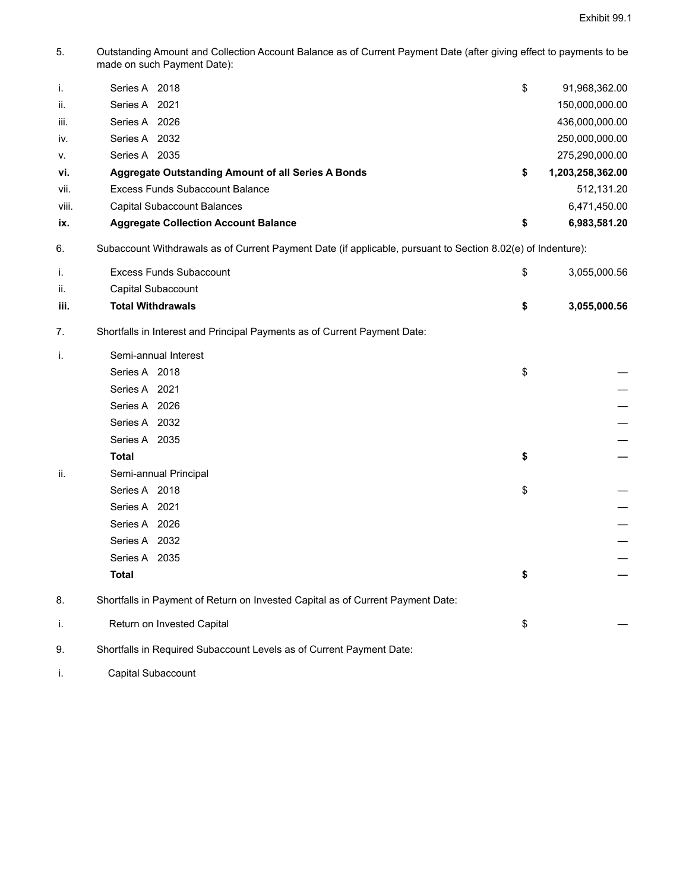Exhibit 99.1

5. Outstanding Amount and Collection Account Balance as of Current Payment Date (after giving effect to payments to be made on such Payment Date):

| | | | |
|---|---|---|---|
| i. | Series A 2018 | $ | 91,968,362.00 |
| ii. | Series A 2021 | | 150,000,000.00 |
| iii. | Series A 2026 | | 436,000,000.00 |
| iv. | Series A 2032 | | 250,000,000.00 |
| v. | Series A 2035 | | 275,290,000.00 |
| **vi.** | **Aggregate Outstanding Amount of all Series A Bonds** | **$** | **1,203,258,362.00** |
| vii. | Excess Funds Subaccount Balance | | 512,131.20 |
| viii. | Capital Subaccount Balances | | 6,471,450.00 |
| **ix.** | **Aggregate Collection Account Balance** | **$** | **6,983,581.20** |

6. Subaccount Withdrawals as of Current Payment Date (if applicable, pursuant to Section 8.02(e) of Indenture):

| | | | |
|---|---|---|---|
| i. | Excess Funds Subaccount | $ | 3,055,000.56 |
| ii. | Capital Subaccount | | |
| **iii.** | **Total Withdrawals** | **$** | **3,055,000.56** |

7. Shortfalls in Interest and Principal Payments as of Current Payment Date:

| | | | |
|---|---|---|---|
| i. | Semi-annual Interest | | |
| | Series A 2018 | $ | — |
| | Series A 2021 | | — |
| | Series A 2026 | | — |
| | Series A 2032 | | — |
| | Series A 2035 | | — |
| | **Total** | **$** | **—** |
| ii. | Semi-annual Principal | | |
| | Series A 2018 | $ | — |
| | Series A 2021 | | — |
| | Series A 2026 | | — |
| | Series A 2032 | | — |
| | Series A 2035 | | — |
| | **Total** | **$** | **—** |

8. Shortfalls in Payment of Return on Invested Capital as of Current Payment Date:

| | | | |
|---|---|---|---|
| i. | Return on Invested Capital | $ | — |

9. Shortfalls in Required Subaccount Levels as of Current Payment Date:

i. Capital Subaccount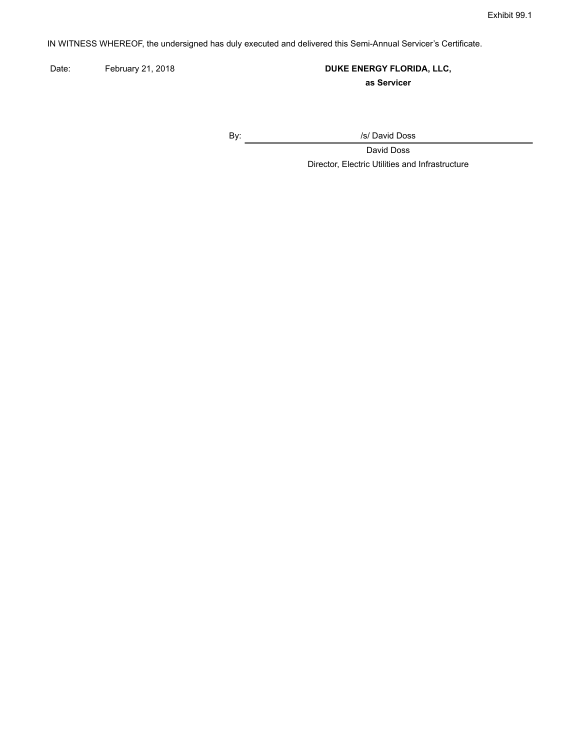Exhibit 99.1

IN WITNESS WHEREOF, the undersigned has duly executed and delivered this Semi-Annual Servicer's Certificate.

Date: February 21, 2018

**DUKE ENERGY FLORIDA, LLC,**
**as Servicer**

By: /s/ David Doss

David Doss
Director, Electric Utilities and Infrastructure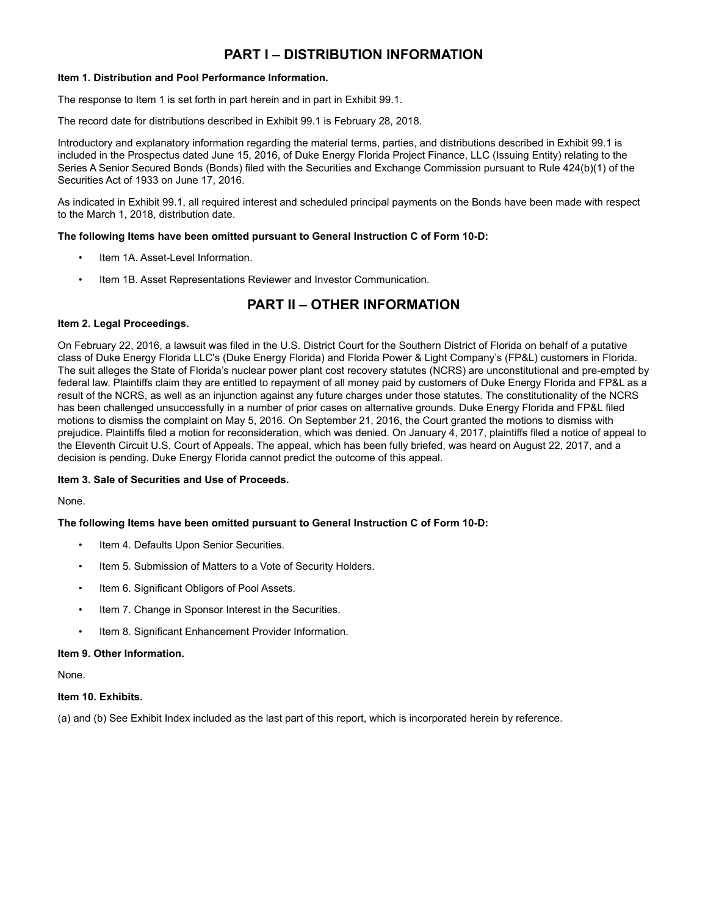# PART I – DISTRIBUTION INFORMATION

**Item 1. Distribution and Pool Performance Information.**

The response to Item 1 is set forth in part herein and in part in Exhibit 99.1.

The record date for distributions described in Exhibit 99.1 is February 28, 2018.

Introductory and explanatory information regarding the material terms, parties, and distributions described in Exhibit 99.1 is included in the Prospectus dated June 15, 2016, of Duke Energy Florida Project Finance, LLC (Issuing Entity) relating to the Series A Senior Secured Bonds (Bonds) filed with the Securities and Exchange Commission pursuant to Rule 424(b)(1) of the Securities Act of 1933 on June 17, 2016.

As indicated in Exhibit 99.1, all required interest and scheduled principal payments on the Bonds have been made with respect to the March 1, 2018, distribution date.

**The following Items have been omitted pursuant to General Instruction C of Form 10-D:**

- Item 1A. Asset-Level Information.
- Item 1B. Asset Representations Reviewer and Investor Communication.

# PART II – OTHER INFORMATION

**Item 2. Legal Proceedings.**

On February 22, 2016, a lawsuit was filed in the U.S. District Court for the Southern District of Florida on behalf of a putative class of Duke Energy Florida LLC's (Duke Energy Florida) and Florida Power & Light Company's (FP&L) customers in Florida. The suit alleges the State of Florida's nuclear power plant cost recovery statutes (NCRS) are unconstitutional and pre-empted by federal law. Plaintiffs claim they are entitled to repayment of all money paid by customers of Duke Energy Florida and FP&L as a result of the NCRS, as well as an injunction against any future charges under those statutes. The constitutionality of the NCRS has been challenged unsuccessfully in a number of prior cases on alternative grounds. Duke Energy Florida and FP&L filed motions to dismiss the complaint on May 5, 2016. On September 21, 2016, the Court granted the motions to dismiss with prejudice. Plaintiffs filed a motion for reconsideration, which was denied. On January 4, 2017, plaintiffs filed a notice of appeal to the Eleventh Circuit U.S. Court of Appeals. The appeal, which has been fully briefed, was heard on August 22, 2017, and a decision is pending. Duke Energy Florida cannot predict the outcome of this appeal.

**Item 3. Sale of Securities and Use of Proceeds.**

None.

**The following Items have been omitted pursuant to General Instruction C of Form 10-D:**

- Item 4. Defaults Upon Senior Securities.
- Item 5. Submission of Matters to a Vote of Security Holders.
- Item 6. Significant Obligors of Pool Assets.
- Item 7. Change in Sponsor Interest in the Securities.
- Item 8. Significant Enhancement Provider Information.

**Item 9. Other Information.**

None.

**Item 10. Exhibits.**

(a) and (b) See Exhibit Index included as the last part of this report, which is incorporated herein by reference.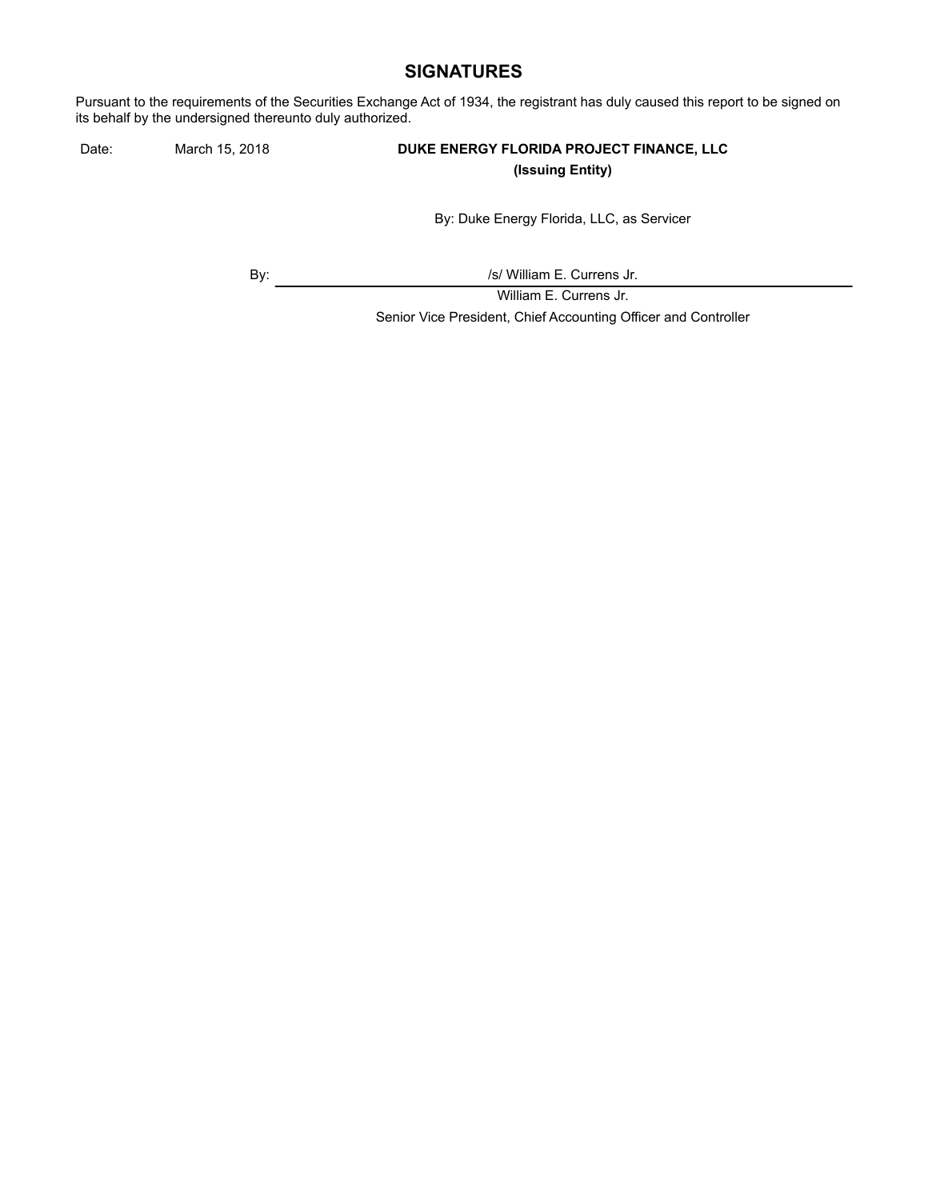## SIGNATURES

Pursuant to the requirements of the Securities Exchange Act of 1934, the registrant has duly caused this report to be signed on its behalf by the undersigned thereunto duly authorized.

Date: March 15, 2018

**DUKE ENERGY FLORIDA PROJECT FINANCE, LLC**
**(Issuing Entity)**

By: Duke Energy Florida, LLC, as Servicer

By: /s/ William E. Currens Jr.

William E. Currens Jr.
Senior Vice President, Chief Accounting Officer and Controller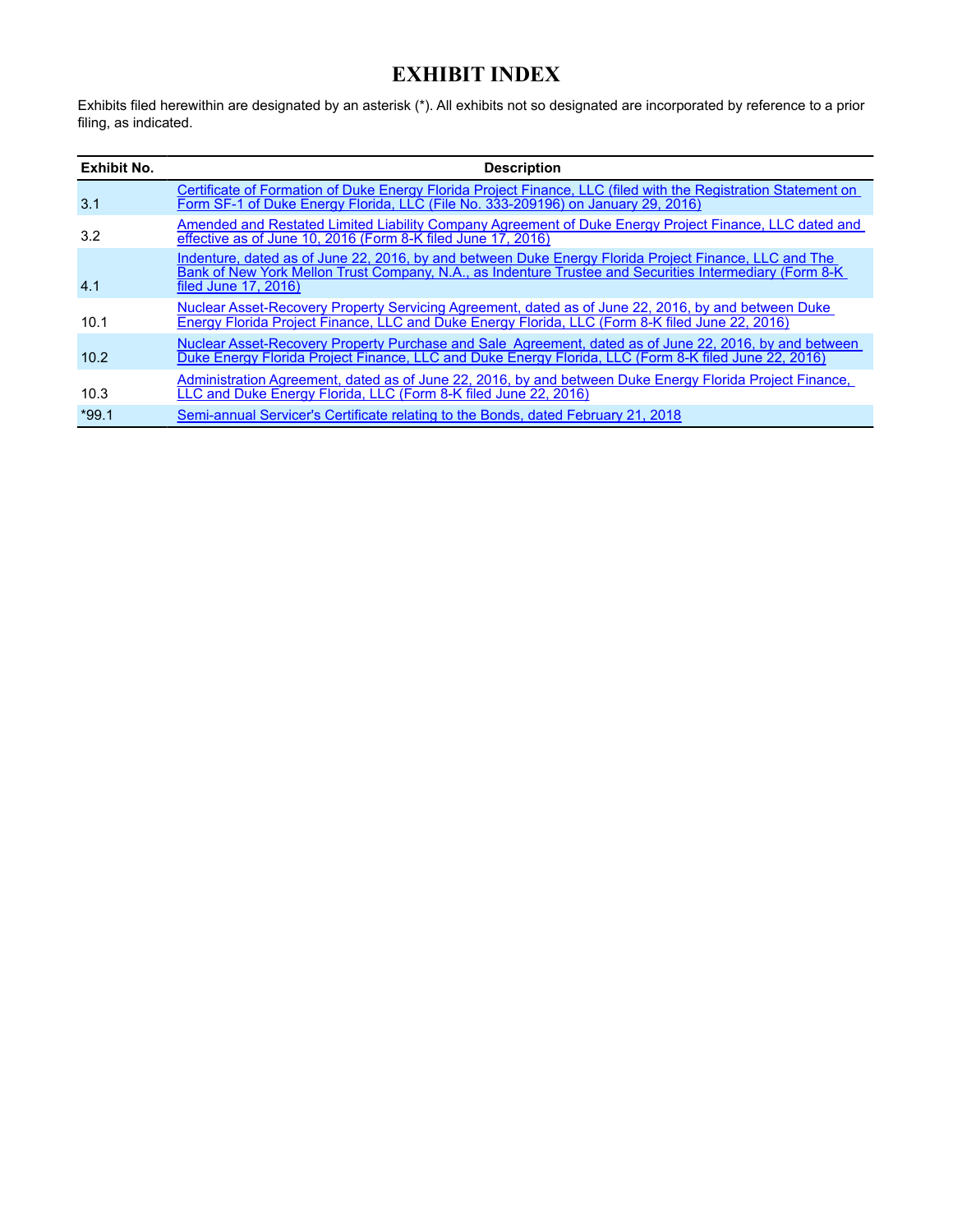# EXHIBIT INDEX

Exhibits filed herewithin are designated by an asterisk (*). All exhibits not so designated are incorporated by reference to a prior filing, as indicated.

| Exhibit No. | Description |
|---|---|
| 3.1 | Certificate of Formation of Duke Energy Florida Project Finance, LLC (filed with the Registration Statement on Form SF-1 of Duke Energy Florida, LLC (File No. 333-209196) on January 29, 2016) |
| 3.2 | Amended and Restated Limited Liability Company Agreement of Duke Energy Project Finance, LLC dated and effective as of June 10, 2016 (Form 8-K filed June 17, 2016) |
| 4.1 | Indenture, dated as of June 22, 2016, by and between Duke Energy Florida Project Finance, LLC and The Bank of New York Mellon Trust Company, N.A., as Indenture Trustee and Securities Intermediary (Form 8-K filed June 17, 2016) |
| 10.1 | Nuclear Asset-Recovery Property Servicing Agreement, dated as of June 22, 2016, by and between Duke Energy Florida Project Finance, LLC and Duke Energy Florida, LLC (Form 8-K filed June 22, 2016) |
| 10.2 | Nuclear Asset-Recovery Property Purchase and Sale Agreement, dated as of June 22, 2016, by and between Duke Energy Florida Project Finance, LLC and Duke Energy Florida, LLC (Form 8-K filed June 22, 2016) |
| 10.3 | Administration Agreement, dated as of June 22, 2016, by and between Duke Energy Florida Project Finance, LLC and Duke Energy Florida, LLC (Form 8-K filed June 22, 2016) |
| *99.1 | Semi-annual Servicer's Certificate relating to the Bonds, dated February 21, 2018 |